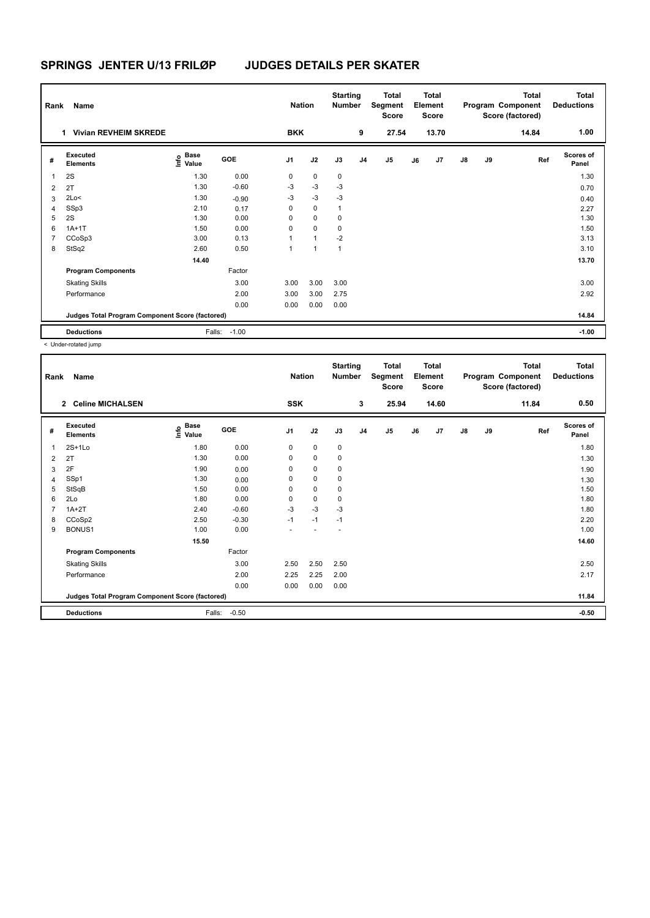# SPRINGS JENTER U/13 FRILØP JUDGES DETAILS PER SKATER

| Rank | Name | Nation | Starting Number | Total Segment Score | Total Element Score | Total Program Component Score (factored) | Total Deductions |
|---|---|---|---|---|---|---|---|
| 1 | Vivian REVHEIM SKREDE | BKK | 9 | 27.54 | 13.70 | 14.84 | 1.00 |

| # | Executed Elements | Info | Base Value | GOE | J1 | J2 | J3 | J4 | J5 | J6 | J7 | J8 | J9 | Ref | Scores of Panel |
|---|---|---|---|---|---|---|---|---|---|---|---|---|---|---|---|
| 1 | 2S | | 1.30 | 0.00 | 0 | 0 | 0 | | | | | | | | 1.30 |
| 2 | 2T | | 1.30 | -0.60 | -3 | -3 | -3 | | | | | | | | 0.70 |
| 3 | 2Lo< | | 1.30 | -0.90 | -3 | -3 | -3 | | | | | | | | 0.40 |
| 4 | SSp3 | | 2.10 | 0.17 | 0 | 0 | 1 | | | | | | | | 2.27 |
| 5 | 2S | | 1.30 | 0.00 | 0 | 0 | 0 | | | | | | | | 1.30 |
| 6 | 1A+1T | | 1.50 | 0.00 | 0 | 0 | 0 | | | | | | | | 1.50 |
| 7 | CCoSp3 | | 3.00 | 0.13 | 1 | 1 | -2 | | | | | | | | 3.13 |
| 8 | StSq2 | | 2.60 | 0.50 | 1 | 1 | 1 | | | | | | | | 3.10 |
| | | | 14.40 | | | | | | | | | | | | 13.70 |
| | **Program Components** | | | Factor | | | | | | | | | | | |
| | Skating Skills | | | 3.00 | 3.00 | 3.00 | 3.00 | | | | | | | | 3.00 |
| | Performance | | | 2.00 | 3.00 | 3.00 | 2.75 | | | | | | | | 2.92 |
| | | | | 0.00 | 0.00 | 0.00 | 0.00 | | | | | | | | |
| | **Judges Total Program Component Score (factored)** | | | | | | | | | | | | | | 14.84 |
| | **Deductions** | | Falls: | -1.00 | | | | | | | | | | | -1.00 |

< Under-rotated jump

| Rank | Name | Nation | Starting Number | Total Segment Score | Total Element Score | Total Program Component Score (factored) | Total Deductions |
|---|---|---|---|---|---|---|---|
| 2 | Celine MICHALSEN | SSK | 3 | 25.94 | 14.60 | 11.84 | 0.50 |

| # | Executed Elements | Info | Base Value | GOE | J1 | J2 | J3 | J4 | J5 | J6 | J7 | J8 | J9 | Ref | Scores of Panel |
|---|---|---|---|---|---|---|---|---|---|---|---|---|---|---|---|
| 1 | 2S+1Lo | | 1.80 | 0.00 | 0 | 0 | 0 | | | | | | | | 1.80 |
| 2 | 2T | | 1.30 | 0.00 | 0 | 0 | 0 | | | | | | | | 1.30 |
| 3 | 2F | | 1.90 | 0.00 | 0 | 0 | 0 | | | | | | | | 1.90 |
| 4 | SSp1 | | 1.30 | 0.00 | 0 | 0 | 0 | | | | | | | | 1.30 |
| 5 | StSqB | | 1.50 | 0.00 | 0 | 0 | 0 | | | | | | | | 1.50 |
| 6 | 2Lo | | 1.80 | 0.00 | 0 | 0 | 0 | | | | | | | | 1.80 |
| 7 | 1A+2T | | 2.40 | -0.60 | -3 | -3 | -3 | | | | | | | | 1.80 |
| 8 | CCoSp2 | | 2.50 | -0.30 | -1 | -1 | -1 | | | | | | | | 2.20 |
| 9 | BONUS1 | | 1.00 | 0.00 | - | - | - | | | | | | | | 1.00 |
| | | | 15.50 | | | | | | | | | | | | 14.60 |
| | **Program Components** | | | Factor | | | | | | | | | | | |
| | Skating Skills | | | 3.00 | 2.50 | 2.50 | 2.50 | | | | | | | | 2.50 |
| | Performance | | | 2.00 | 2.25 | 2.25 | 2.00 | | | | | | | | 2.17 |
| | | | | 0.00 | 0.00 | 0.00 | 0.00 | | | | | | | | |
| | **Judges Total Program Component Score (factored)** | | | | | | | | | | | | | | 11.84 |
| | **Deductions** | | Falls: | -0.50 | | | | | | | | | | | -0.50 |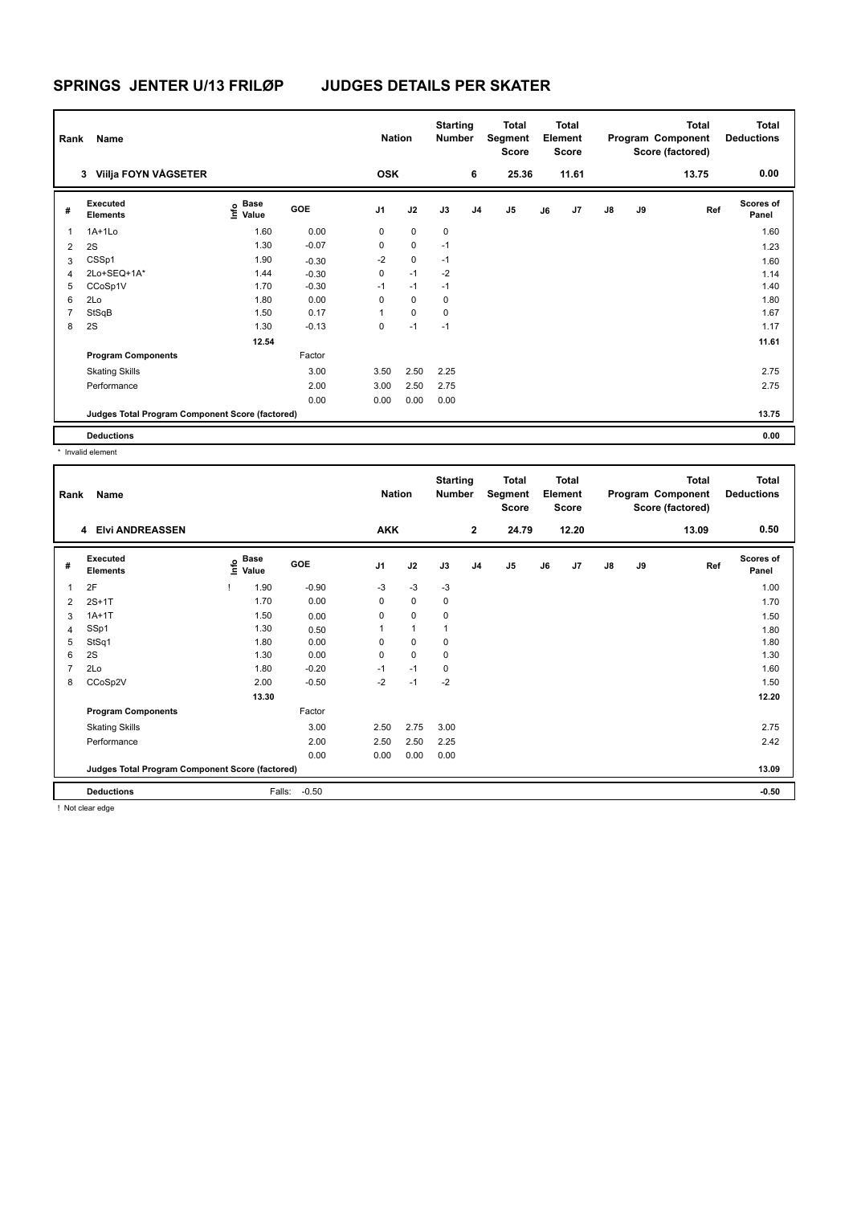# SPRINGS JENTER U/13 FRILØP JUDGES DETAILS PER SKATER

| Rank | Name | Nation | Starting Number | Total Segment Score | Total Element Score | Total Program Component Score (factored) | Total Deductions |
|---|---|---|---|---|---|---|---|
| 3 | Viilja FOYN VÅGSETER | OSK | 6 | 25.36 | 11.61 | 13.75 | 0.00 |

| # | Executed Elements | Info | Base Value | GOE | J1 | J2 | J3 | J4 | J5 | J6 | J7 | J8 | J9 | Ref | Scores of Panel |
|---|---|---|---|---|---|---|---|---|---|---|---|---|---|---|---|
| 1 | 1A+1Lo | | 1.60 | 0.00 | 0 | 0 | 0 | | | | | | | | 1.60 |
| 2 | 2S | | 1.30 | -0.07 | 0 | 0 | -1 | | | | | | | | 1.23 |
| 3 | CSSp1 | | 1.90 | -0.30 | -2 | 0 | -1 | | | | | | | | 1.60 |
| 4 | 2Lo+SEQ+1A* | | 1.44 | -0.30 | 0 | -1 | -2 | | | | | | | | 1.14 |
| 5 | CCoSp1V | | 1.70 | -0.30 | -1 | -1 | -1 | | | | | | | | 1.40 |
| 6 | 2Lo | | 1.80 | 0.00 | 0 | 0 | 0 | | | | | | | | 1.80 |
| 7 | StSqB | | 1.50 | 0.17 | 1 | 0 | 0 | | | | | | | | 1.67 |
| 8 | 2S | | 1.30 | -0.13 | 0 | -1 | -1 | | | | | | | | 1.17 |
| | | | 12.54 | | | | | | | | | | | | 11.61 |
| | **Program Components** | | | Factor | | | | | | | | | | | |
| | Skating Skills | | | 3.00 | 3.50 | 2.50 | 2.25 | | | | | | | | 2.75 |
| | Performance | | | 2.00 | 3.00 | 2.50 | 2.75 | | | | | | | | 2.75 |
| | | | | 0.00 | 0.00 | 0.00 | 0.00 | | | | | | | | |
| | **Judges Total Program Component Score (factored)** | | | | | | | | | | | | | | 13.75 |
| | **Deductions** | | | | | | | | | | | | | | 0.00 |

\* Invalid element

| Rank | Name | Nation | Starting Number | Total Segment Score | Total Element Score | Total Program Component Score (factored) | Total Deductions |
|---|---|---|---|---|---|---|---|
| 4 | Elvi ANDREASSEN | AKK | 2 | 24.79 | 12.20 | 13.09 | 0.50 |

| # | Executed Elements | Info | Base Value | GOE | J1 | J2 | J3 | J4 | J5 | J6 | J7 | J8 | J9 | Ref | Scores of Panel |
|---|---|---|---|---|---|---|---|---|---|---|---|---|---|---|---|
| 1 | 2F | ! | 1.90 | -0.90 | -3 | -3 | -3 | | | | | | | | 1.00 |
| 2 | 2S+1T | | 1.70 | 0.00 | 0 | 0 | 0 | | | | | | | | 1.70 |
| 3 | 1A+1T | | 1.50 | 0.00 | 0 | 0 | 0 | | | | | | | | 1.50 |
| 4 | SSp1 | | 1.30 | 0.50 | 1 | 1 | 1 | | | | | | | | 1.80 |
| 5 | StSq1 | | 1.80 | 0.00 | 0 | 0 | 0 | | | | | | | | 1.80 |
| 6 | 2S | | 1.30 | 0.00 | 0 | 0 | 0 | | | | | | | | 1.30 |
| 7 | 2Lo | | 1.80 | -0.20 | -1 | -1 | 0 | | | | | | | | 1.60 |
| 8 | CCoSp2V | | 2.00 | -0.50 | -2 | -1 | -2 | | | | | | | | 1.50 |
| | | | 13.30 | | | | | | | | | | | | 12.20 |
| | **Program Components** | | | Factor | | | | | | | | | | | |
| | Skating Skills | | | 3.00 | 2.50 | 2.75 | 3.00 | | | | | | | | 2.75 |
| | Performance | | | 2.00 | 2.50 | 2.50 | 2.25 | | | | | | | | 2.42 |
| | | | | 0.00 | 0.00 | 0.00 | 0.00 | | | | | | | | |
| | **Judges Total Program Component Score (factored)** | | | | | | | | | | | | | | 13.09 |
| | **Deductions** | | Falls: | -0.50 | | | | | | | | | | | -0.50 |

! Not clear edge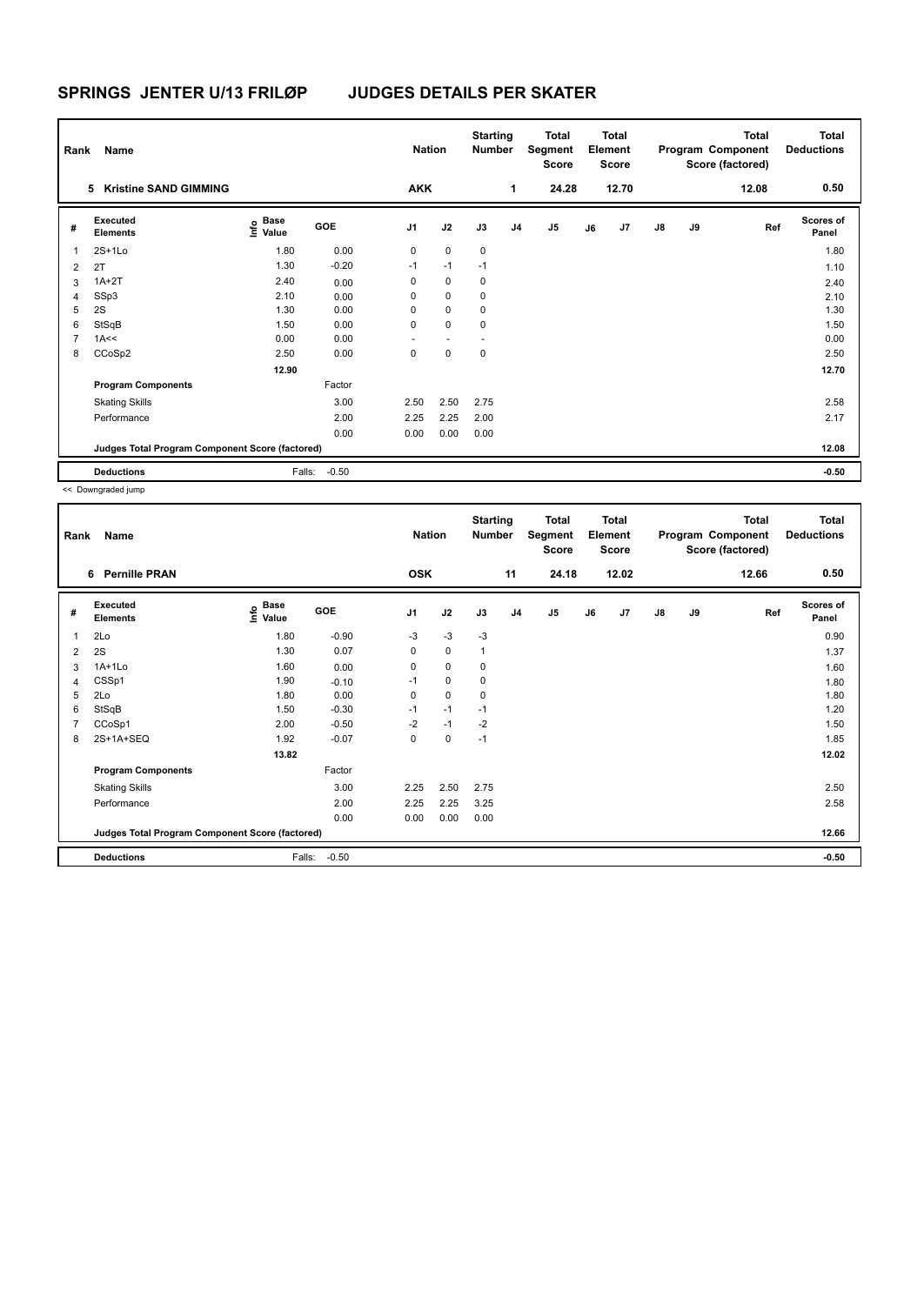# SPRINGS JENTER U/13 FRILØP JUDGES DETAILS PER SKATER

| Rank | Name | Nation | Starting Number | Total Segment Score | Total Element Score | Total Program Component Score (factored) | Total Deductions |
|---|---|---|---|---|---|---|---|
| 5 | Kristine SAND GIMMING | AKK | 1 | 24.28 | 12.70 | 12.08 | 0.50 |

| # | Executed Elements | Info | Base Value | GOE | J1 | J2 | J3 | J4 | J5 | J6 | J7 | J8 | J9 | Ref | Scores of Panel |
|---|---|---|---|---|---|---|---|---|---|---|---|---|---|---|---|
| 1 | 2S+1Lo | | 1.80 | 0.00 | 0 | 0 | 0 | | | | | | | | 1.80 |
| 2 | 2T | | 1.30 | -0.20 | -1 | -1 | -1 | | | | | | | | 1.10 |
| 3 | 1A+2T | | 2.40 | 0.00 | 0 | 0 | 0 | | | | | | | | 2.40 |
| 4 | SSp3 | | 2.10 | 0.00 | 0 | 0 | 0 | | | | | | | | 2.10 |
| 5 | 2S | | 1.30 | 0.00 | 0 | 0 | 0 | | | | | | | | 1.30 |
| 6 | StSqB | | 1.50 | 0.00 | 0 | 0 | 0 | | | | | | | | 1.50 |
| 7 | 1A<< | | 0.00 | 0.00 | - | - | - | | | | | | | | 0.00 |
| 8 | CCoSp2 | | 2.50 | 0.00 | 0 | 0 | 0 | | | | | | | | 2.50 |
| | | | 12.90 | | | | | | | | | | | | 12.70 |
| | **Program Components** | | | Factor | | | | | | | | | | | |
| | Skating Skills | | | 3.00 | 2.50 | 2.50 | 2.75 | | | | | | | | 2.58 |
| | Performance | | | 2.00 | 2.25 | 2.25 | 2.00 | | | | | | | | 2.17 |
| | | | | 0.00 | 0.00 | 0.00 | 0.00 | | | | | | | | |
| | **Judges Total Program Component Score (factored)** | | | | | | | | | | | | | | 12.08 |
| | **Deductions** | | Falls: | -0.50 | | | | | | | | | | | -0.50 |

<< Downgraded jump

| Rank | Name | Nation | Starting Number | Total Segment Score | Total Element Score | Total Program Component Score (factored) | Total Deductions |
|---|---|---|---|---|---|---|---|
| 6 | Pernille PRAN | OSK | 11 | 24.18 | 12.02 | 12.66 | 0.50 |

| # | Executed Elements | Info | Base Value | GOE | J1 | J2 | J3 | J4 | J5 | J6 | J7 | J8 | J9 | Ref | Scores of Panel |
|---|---|---|---|---|---|---|---|---|---|---|---|---|---|---|---|
| 1 | 2Lo | | 1.80 | -0.90 | -3 | -3 | -3 | | | | | | | | 0.90 |
| 2 | 2S | | 1.30 | 0.07 | 0 | 0 | 1 | | | | | | | | 1.37 |
| 3 | 1A+1Lo | | 1.60 | 0.00 | 0 | 0 | 0 | | | | | | | | 1.60 |
| 4 | CSSp1 | | 1.90 | -0.10 | -1 | 0 | 0 | | | | | | | | 1.80 |
| 5 | 2Lo | | 1.80 | 0.00 | 0 | 0 | 0 | | | | | | | | 1.80 |
| 6 | StSqB | | 1.50 | -0.30 | -1 | -1 | -1 | | | | | | | | 1.20 |
| 7 | CCoSp1 | | 2.00 | -0.50 | -2 | -1 | -2 | | | | | | | | 1.50 |
| 8 | 2S+1A+SEQ | | 1.92 | -0.07 | 0 | 0 | -1 | | | | | | | | 1.85 |
| | | | 13.82 | | | | | | | | | | | | 12.02 |
| | **Program Components** | | | Factor | | | | | | | | | | | |
| | Skating Skills | | | 3.00 | 2.25 | 2.50 | 2.75 | | | | | | | | 2.50 |
| | Performance | | | 2.00 | 2.25 | 2.25 | 3.25 | | | | | | | | 2.58 |
| | | | | 0.00 | 0.00 | 0.00 | 0.00 | | | | | | | | |
| | **Judges Total Program Component Score (factored)** | | | | | | | | | | | | | | 12.66 |
| | **Deductions** | | Falls: | -0.50 | | | | | | | | | | | -0.50 |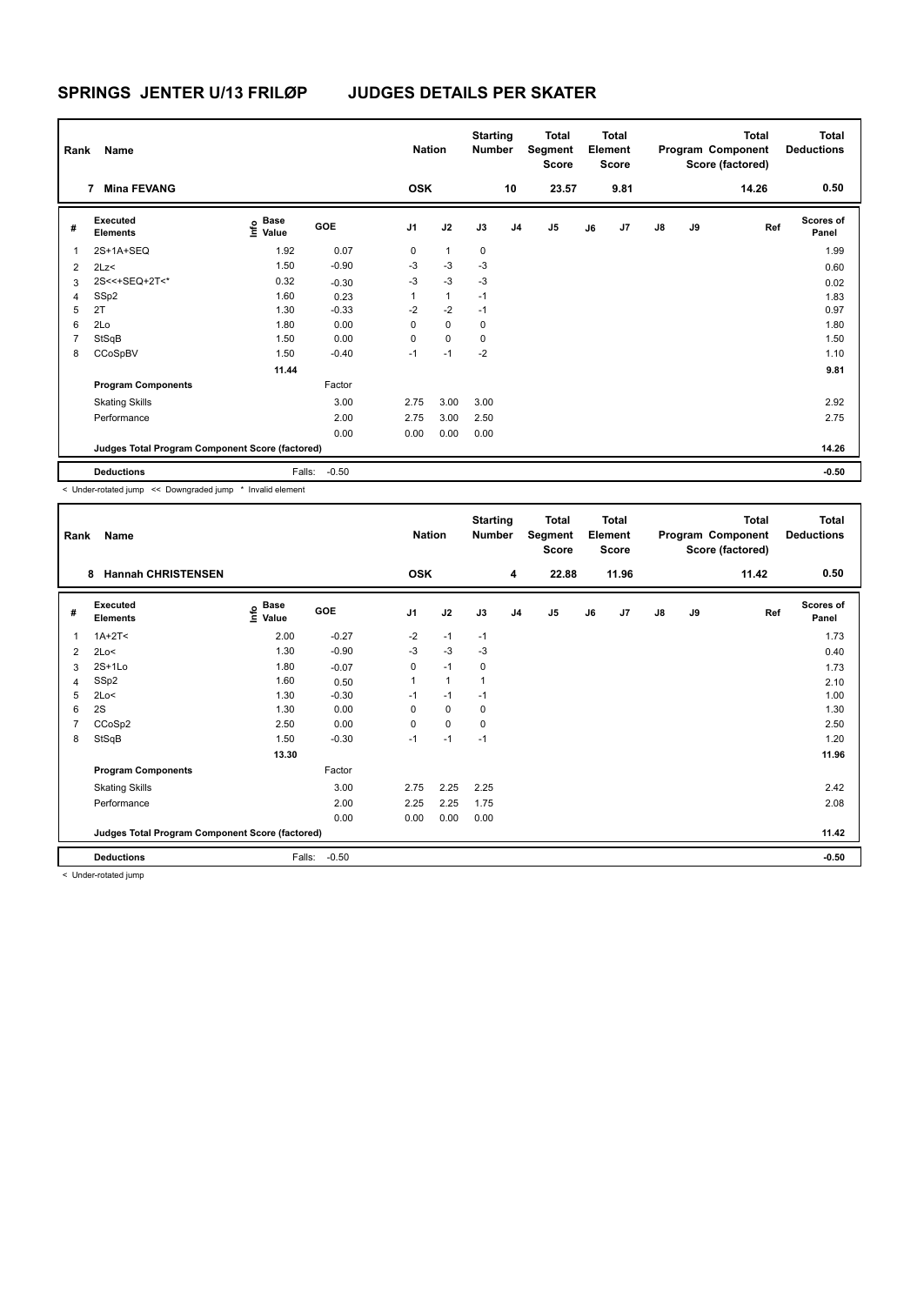# SPRINGS JENTER U/13 FRILØP JUDGES DETAILS PER SKATER

| Rank | Name | Nation | Starting Number | Total Segment Score | Total Element Score | Total Program Component Score (factored) | Total Deductions |
|---|---|---|---|---|---|---|---|
| 7 | Mina FEVANG | OSK | 10 | 23.57 | 9.81 | 14.26 | 0.50 |

| # | Executed Elements | Info | Base Value | GOE | J1 | J2 | J3 | J4 | J5 | J6 | J7 | J8 | J9 | Ref | Scores of Panel |
|---|---|---|---|---|---|---|---|---|---|---|---|---|---|---|---|
| 1 | 2S+1A+SEQ | | 1.92 | 0.07 | 0 | 1 | 0 | | | | | | | | 1.99 |
| 2 | 2Lz< | | 1.50 | -0.90 | -3 | -3 | -3 | | | | | | | | 0.60 |
| 3 | 2S<<+SEQ+2T<* | | 0.32 | -0.30 | -3 | -3 | -3 | | | | | | | | 0.02 |
| 4 | SSp2 | | 1.60 | 0.23 | 1 | 1 | -1 | | | | | | | | 1.83 |
| 5 | 2T | | 1.30 | -0.33 | -2 | -2 | -1 | | | | | | | | 0.97 |
| 6 | 2Lo | | 1.80 | 0.00 | 0 | 0 | 0 | | | | | | | | 1.80 |
| 7 | StSqB | | 1.50 | 0.00 | 0 | 0 | 0 | | | | | | | | 1.50 |
| 8 | CCoSpBV | | 1.50 | -0.40 | -1 | -1 | -2 | | | | | | | | 1.10 |
| | | | 11.44 | | | | | | | | | | | | 9.81 |
| | **Program Components** | | | Factor | | | | | | | | | | | |
| | Skating Skills | | | 3.00 | 2.75 | 3.00 | 3.00 | | | | | | | | 2.92 |
| | Performance | | | 2.00 | 2.75 | 3.00 | 2.50 | | | | | | | | 2.75 |
| | | | | 0.00 | 0.00 | 0.00 | 0.00 | | | | | | | | |
| | **Judges Total Program Component Score (factored)** | | | | | | | | | | | | | | 14.26 |
| | **Deductions** | | Falls: | -0.50 | | | | | | | | | | | -0.50 |

< Under-rotated jump << Downgraded jump * Invalid element

| Rank | Name | Nation | Starting Number | Total Segment Score | Total Element Score | Total Program Component Score (factored) | Total Deductions |
|---|---|---|---|---|---|---|---|
| 8 | Hannah CHRISTENSEN | OSK | 4 | 22.88 | 11.96 | 11.42 | 0.50 |

| # | Executed Elements | Info | Base Value | GOE | J1 | J2 | J3 | J4 | J5 | J6 | J7 | J8 | J9 | Ref | Scores of Panel |
|---|---|---|---|---|---|---|---|---|---|---|---|---|---|---|---|
| 1 | 1A+2T< | | 2.00 | -0.27 | -2 | -1 | -1 | | | | | | | | 1.73 |
| 2 | 2Lo< | | 1.30 | -0.90 | -3 | -3 | -3 | | | | | | | | 0.40 |
| 3 | 2S+1Lo | | 1.80 | -0.07 | 0 | -1 | 0 | | | | | | | | 1.73 |
| 4 | SSp2 | | 1.60 | 0.50 | 1 | 1 | 1 | | | | | | | | 2.10 |
| 5 | 2Lo< | | 1.30 | -0.30 | -1 | -1 | -1 | | | | | | | | 1.00 |
| 6 | 2S | | 1.30 | 0.00 | 0 | 0 | 0 | | | | | | | | 1.30 |
| 7 | CCoSp2 | | 2.50 | 0.00 | 0 | 0 | 0 | | | | | | | | 2.50 |
| 8 | StSqB | | 1.50 | -0.30 | -1 | -1 | -1 | | | | | | | | 1.20 |
| | | | 13.30 | | | | | | | | | | | | 11.96 |
| | **Program Components** | | | Factor | | | | | | | | | | | |
| | Skating Skills | | | 3.00 | 2.75 | 2.25 | 2.25 | | | | | | | | 2.42 |
| | Performance | | | 2.00 | 2.25 | 2.25 | 1.75 | | | | | | | | 2.08 |
| | | | | 0.00 | 0.00 | 0.00 | 0.00 | | | | | | | | |
| | **Judges Total Program Component Score (factored)** | | | | | | | | | | | | | | 11.42 |
| | **Deductions** | | Falls: | -0.50 | | | | | | | | | | | -0.50 |

< Under-rotated jump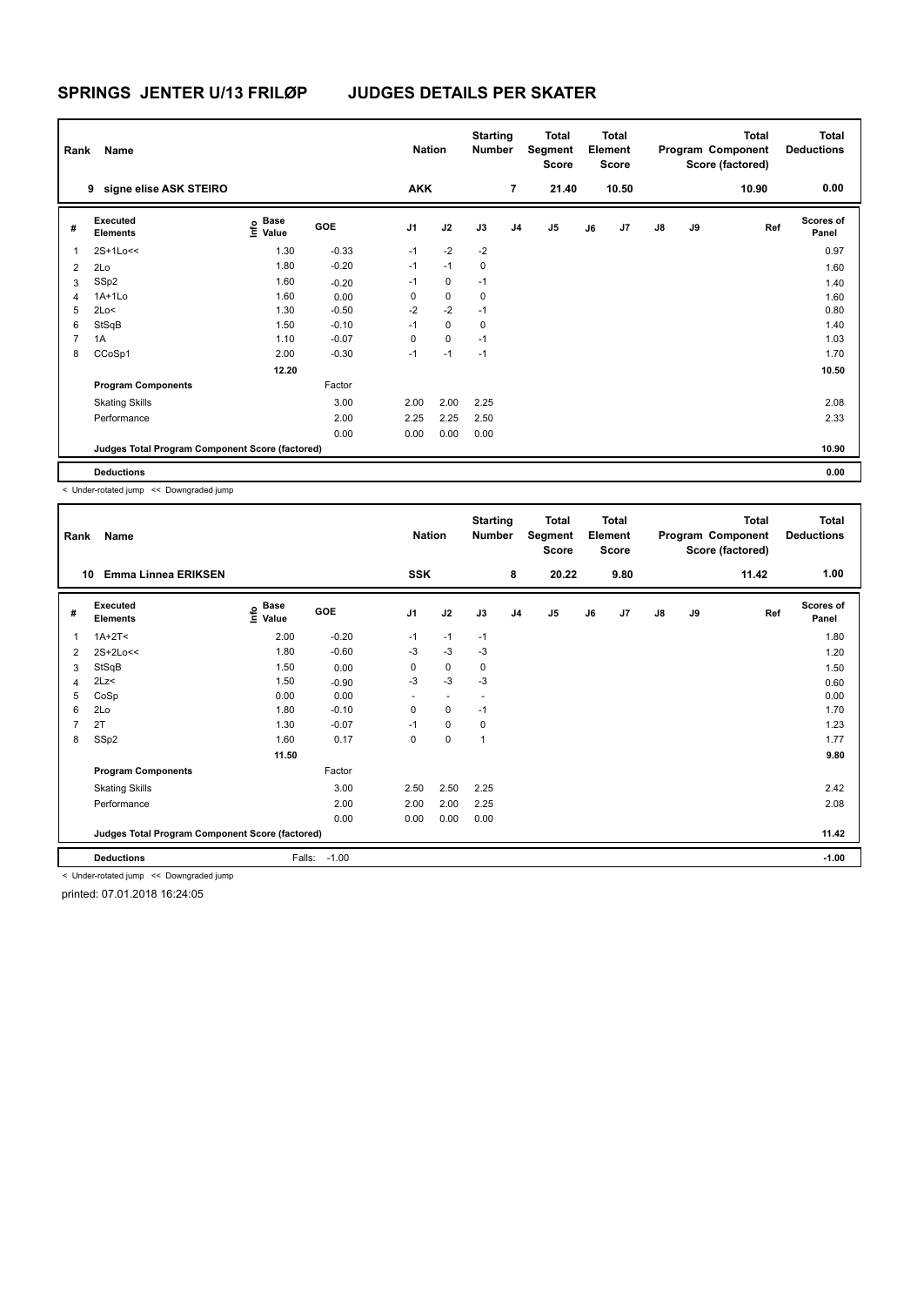# SPRINGS JENTER U/13 FRILØP JUDGES DETAILS PER SKATER

| Rank | Name | Nation | Starting Number | Total Segment Score | Total Element Score | Total Program Component Score (factored) | Total Deductions |
|---|---|---|---|---|---|---|---|
| 9 | signe elise ASK STEIRO | AKK | 7 | 21.40 | 10.50 | 10.90 | 0.00 |

| # | Executed Elements | Info | Base Value | GOE | J1 | J2 | J3 | J4 | J5 | J6 | J7 | J8 | J9 | Ref | Scores of Panel |
|---|---|---|---|---|---|---|---|---|---|---|---|---|---|---|---|
| 1 | 2S+1Lo<< | | 1.30 | -0.33 | -1 | -2 | -2 | | | | | | | | 0.97 |
| 2 | 2Lo | | 1.80 | -0.20 | -1 | -1 | 0 | | | | | | | | 1.60 |
| 3 | SSp2 | | 1.60 | -0.20 | -1 | 0 | -1 | | | | | | | | 1.40 |
| 4 | 1A+1Lo | | 1.60 | 0.00 | 0 | 0 | 0 | | | | | | | | 1.60 |
| 5 | 2Lo< | | 1.30 | -0.50 | -2 | -2 | -1 | | | | | | | | 0.80 |
| 6 | StSqB | | 1.50 | -0.10 | -1 | 0 | 0 | | | | | | | | 1.40 |
| 7 | 1A | | 1.10 | -0.07 | 0 | 0 | -1 | | | | | | | | 1.03 |
| 8 | CCoSp1 | | 2.00 | -0.30 | -1 | -1 | -1 | | | | | | | | 1.70 |
| | | | 12.20 | | | | | | | | | | | | 10.50 |
| | **Program Components** | | | Factor | | | | | | | | | | | |
| | Skating Skills | | | 3.00 | 2.00 | 2.00 | 2.25 | | | | | | | | 2.08 |
| | Performance | | | 2.00 | 2.25 | 2.25 | 2.50 | | | | | | | | 2.33 |
| | | | | 0.00 | 0.00 | 0.00 | 0.00 | | | | | | | | |
| | **Judges Total Program Component Score (factored)** | | | | | | | | | | | | | | 10.90 |
| | **Deductions** | | | | | | | | | | | | | | 0.00 |

< Under-rotated jump << Downgraded jump

| Rank | Name | Nation | Starting Number | Total Segment Score | Total Element Score | Total Program Component Score (factored) | Total Deductions |
|---|---|---|---|---|---|---|---|
| 10 | Emma Linnea ERIKSEN | SSK | 8 | 20.22 | 9.80 | 11.42 | 1.00 |

| # | Executed Elements | Info | Base Value | GOE | J1 | J2 | J3 | J4 | J5 | J6 | J7 | J8 | J9 | Ref | Scores of Panel |
|---|---|---|---|---|---|---|---|---|---|---|---|---|---|---|---|
| 1 | 1A+2T< | | 2.00 | -0.20 | -1 | -1 | -1 | | | | | | | | 1.80 |
| 2 | 2S+2Lo<< | | 1.80 | -0.60 | -3 | -3 | -3 | | | | | | | | 1.20 |
| 3 | StSqB | | 1.50 | 0.00 | 0 | 0 | 0 | | | | | | | | 1.50 |
| 4 | 2Lz< | | 1.50 | -0.90 | -3 | -3 | -3 | | | | | | | | 0.60 |
| 5 | CoSp | | 0.00 | 0.00 | - | - | - | | | | | | | | 0.00 |
| 6 | 2Lo | | 1.80 | -0.10 | 0 | 0 | -1 | | | | | | | | 1.70 |
| 7 | 2T | | 1.30 | -0.07 | -1 | 0 | 0 | | | | | | | | 1.23 |
| 8 | SSp2 | | 1.60 | 0.17 | 0 | 0 | 1 | | | | | | | | 1.77 |
| | | | 11.50 | | | | | | | | | | | | 9.80 |
| | **Program Components** | | | Factor | | | | | | | | | | | |
| | Skating Skills | | | 3.00 | 2.50 | 2.50 | 2.25 | | | | | | | | 2.42 |
| | Performance | | | 2.00 | 2.00 | 2.00 | 2.25 | | | | | | | | 2.08 |
| | | | | 0.00 | 0.00 | 0.00 | 0.00 | | | | | | | | |
| | **Judges Total Program Component Score (factored)** | | | | | | | | | | | | | | 11.42 |
| | **Deductions** | | Falls: | -1.00 | | | | | | | | | | | -1.00 |

< Under-rotated jump << Downgraded jump

printed: 07.01.2018 16:24:05